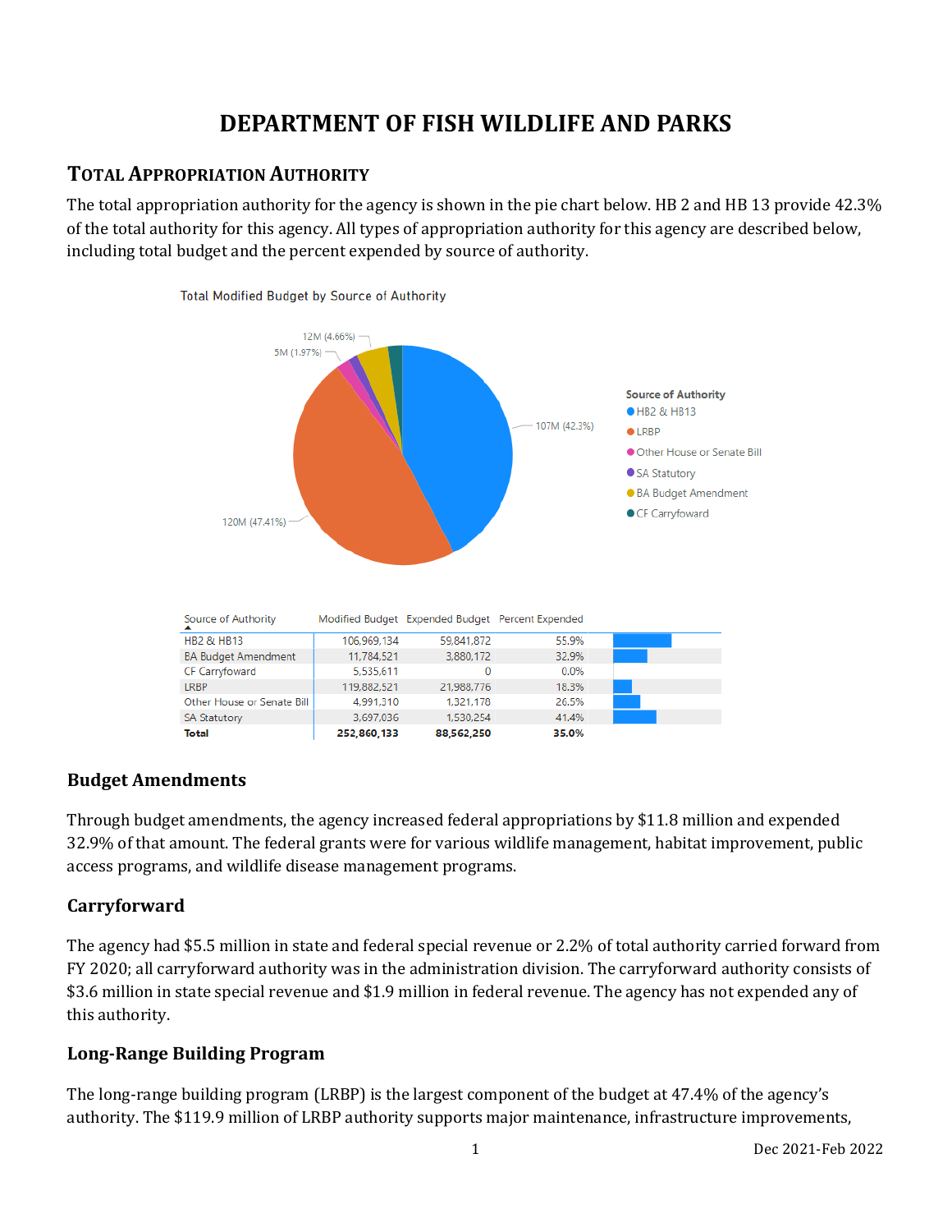# DEPARTMENT OF FISH WILDLIFE AND PARKS

## Total Appropriation Authority

The total appropriation authority for the agency is shown in the pie chart below. HB 2 and HB 13 provide 42.3% of the total authority for this agency. All types of appropriation authority for this agency are described below, including total budget and the percent expended by source of authority.

Total Modified Budget by Source of Authority

| Source of Authority | Modified Budget | Expended Budget | Percent Expended |
|---|---|---|---|
| HB2 & HB13 | 106,969,134 | 59,841,872 | 55.9% |
| BA Budget Amendment | 11,784,521 | 3,880,172 | 32.9% |
| CF Carryfoward | 5,535,611 | 0 | 0.0% |
| LRBP | 119,882,521 | 21,988,776 | 18.3% |
| Other House or Senate Bill | 4,991,310 | 1,321,178 | 26.5% |
| SA Statutory | 3,697,036 | 1,530,254 | 41.4% |
| **Total** | **252,860,133** | **88,562,250** | **35.0%** |

### Budget Amendments

Through budget amendments, the agency increased federal appropriations by $11.8 million and expended 32.9% of that amount. The federal grants were for various wildlife management, habitat improvement, public access programs, and wildlife disease management programs.

### Carryforward

The agency had $5.5 million in state and federal special revenue or 2.2% of total authority carried forward from FY 2020; all carryforward authority was in the administration division. The carryforward authority consists of $3.6 million in state special revenue and $1.9 million in federal revenue. The agency has not expended any of this authority.

### Long-Range Building Program

The long-range building program (LRBP) is the largest component of the budget at 47.4% of the agency's authority. The $119.9 million of LRBP authority supports major maintenance, infrastructure improvements,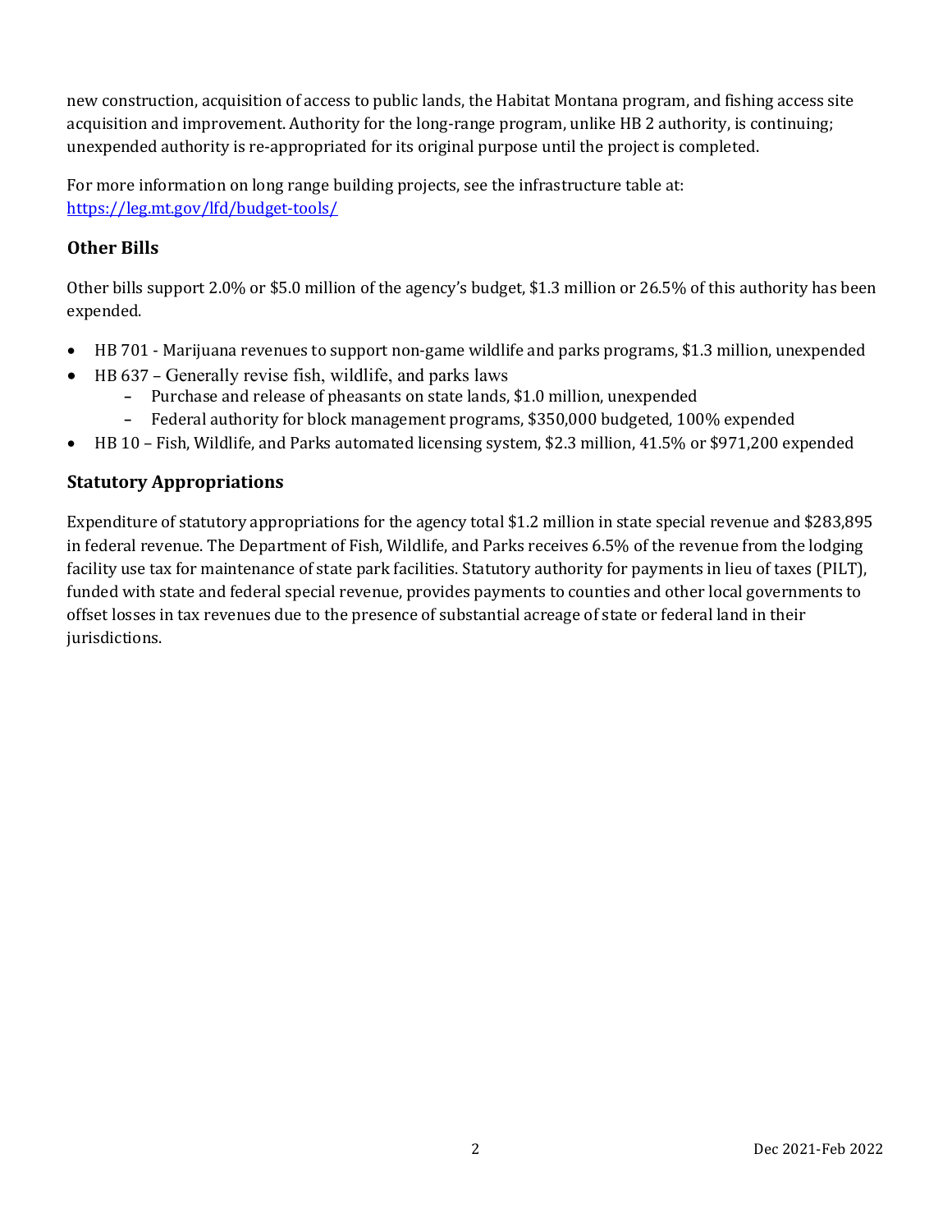new construction, acquisition of access to public lands, the Habitat Montana program, and fishing access site acquisition and improvement. Authority for the long-range program, unlike HB 2 authority, is continuing; unexpended authority is re-appropriated for its original purpose until the project is completed.

For more information on long range building projects, see the infrastructure table at: https://leg.mt.gov/lfd/budget-tools/

### Other Bills

Other bills support 2.0% or $5.0 million of the agency's budget, $1.3 million or 26.5% of this authority has been expended.

- HB 701 - Marijuana revenues to support non-game wildlife and parks programs, $1.3 million, unexpended
- HB 637 – Generally revise fish, wildlife, and parks laws
  - Purchase and release of pheasants on state lands, $1.0 million, unexpended
  - Federal authority for block management programs, $350,000 budgeted, 100% expended
- HB 10 – Fish, Wildlife, and Parks automated licensing system, $2.3 million, 41.5% or $971,200 expended

### Statutory Appropriations

Expenditure of statutory appropriations for the agency total $1.2 million in state special revenue and $283,895 in federal revenue. The Department of Fish, Wildlife, and Parks receives 6.5% of the revenue from the lodging facility use tax for maintenance of state park facilities. Statutory authority for payments in lieu of taxes (PILT), funded with state and federal special revenue, provides payments to counties and other local governments to offset losses in tax revenues due to the presence of substantial acreage of state or federal land in their jurisdictions.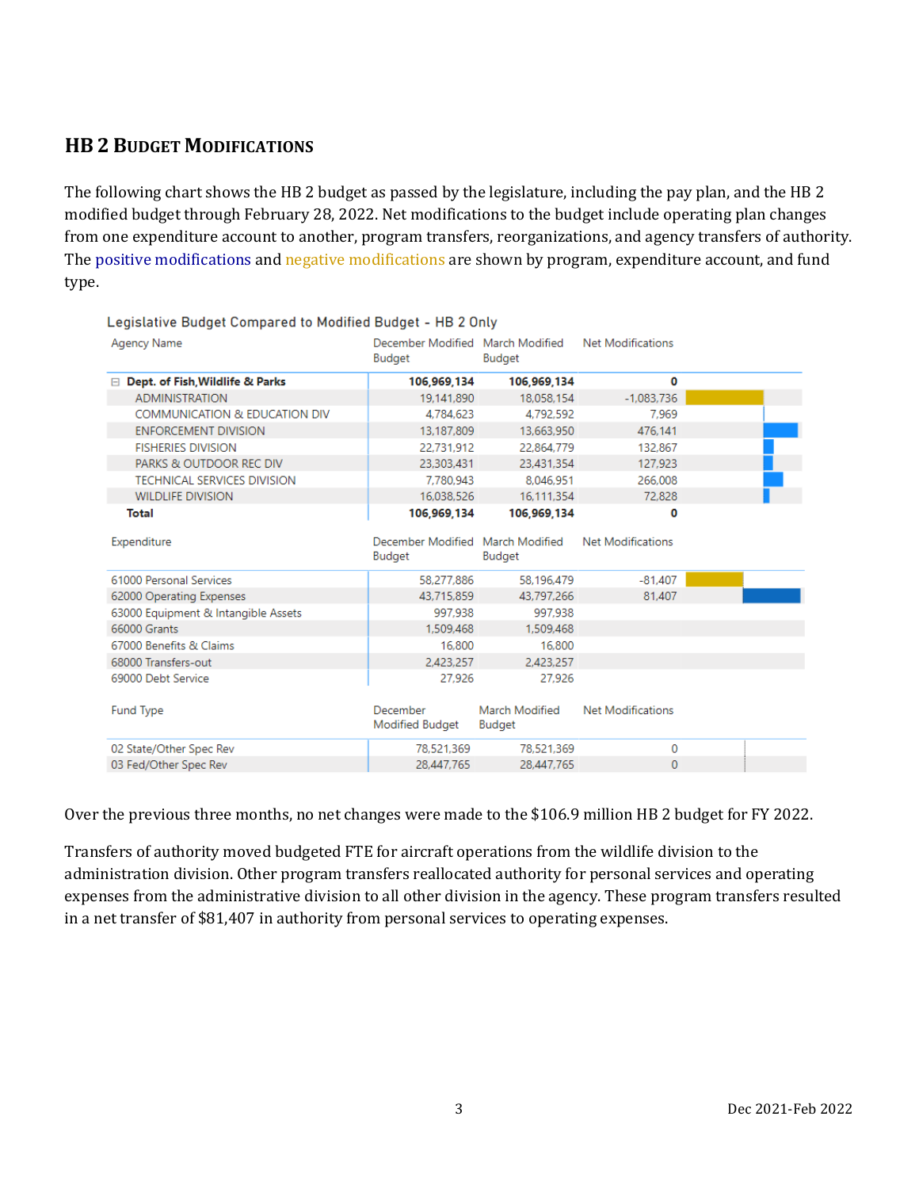## HB 2 Budget Modifications

The following chart shows the HB 2 budget as passed by the legislature, including the pay plan, and the HB 2 modified budget through February 28, 2022. Net modifications to the budget include operating plan changes from one expenditure account to another, program transfers, reorganizations, and agency transfers of authority. The positive modifications and negative modifications are shown by program, expenditure account, and fund type.

Legislative Budget Compared to Modified Budget - HB 2 Only

| Agency Name | December Modified Budget | March Modified Budget | Net Modifications |
|---|---|---|---|
| **Dept. of Fish,Wildlife & Parks** | **106,969,134** | **106,969,134** | **0** |
| ADMINISTRATION | 19,141,890 | 18,058,154 | -1,083,736 |
| COMMUNICATION & EDUCATION DIV | 4,784,623 | 4,792,592 | 7,969 |
| ENFORCEMENT DIVISION | 13,187,809 | 13,663,950 | 476,141 |
| FISHERIES DIVISION | 22,731,912 | 22,864,779 | 132,867 |
| PARKS & OUTDOOR REC DIV | 23,303,431 | 23,431,354 | 127,923 |
| TECHNICAL SERVICES DIVISION | 7,780,943 | 8,046,951 | 266,008 |
| WILDLIFE DIVISION | 16,038,526 | 16,111,354 | 72,828 |
| **Total** | **106,969,134** | **106,969,134** | **0** |

| Expenditure | December Modified Budget | March Modified Budget | Net Modifications |
|---|---|---|---|
| 61000 Personal Services | 58,277,886 | 58,196,479 | -81,407 |
| 62000 Operating Expenses | 43,715,859 | 43,797,266 | 81,407 |
| 63000 Equipment & Intangible Assets | 997,938 | 997,938 | |
| 66000 Grants | 1,509,468 | 1,509,468 | |
| 67000 Benefits & Claims | 16,800 | 16,800 | |
| 68000 Transfers-out | 2,423,257 | 2,423,257 | |
| 69000 Debt Service | 27,926 | 27,926 | |

| Fund Type | December Modified Budget | March Modified Budget | Net Modifications |
|---|---|---|---|
| 02 State/Other Spec Rev | 78,521,369 | 78,521,369 | 0 |
| 03 Fed/Other Spec Rev | 28,447,765 | 28,447,765 | 0 |

Over the previous three months, no net changes were made to the $106.9 million HB 2 budget for FY 2022.

Transfers of authority moved budgeted FTE for aircraft operations from the wildlife division to the administration division. Other program transfers reallocated authority for personal services and operating expenses from the administrative division to all other division in the agency. These program transfers resulted in a net transfer of $81,407 in authority from personal services to operating expenses.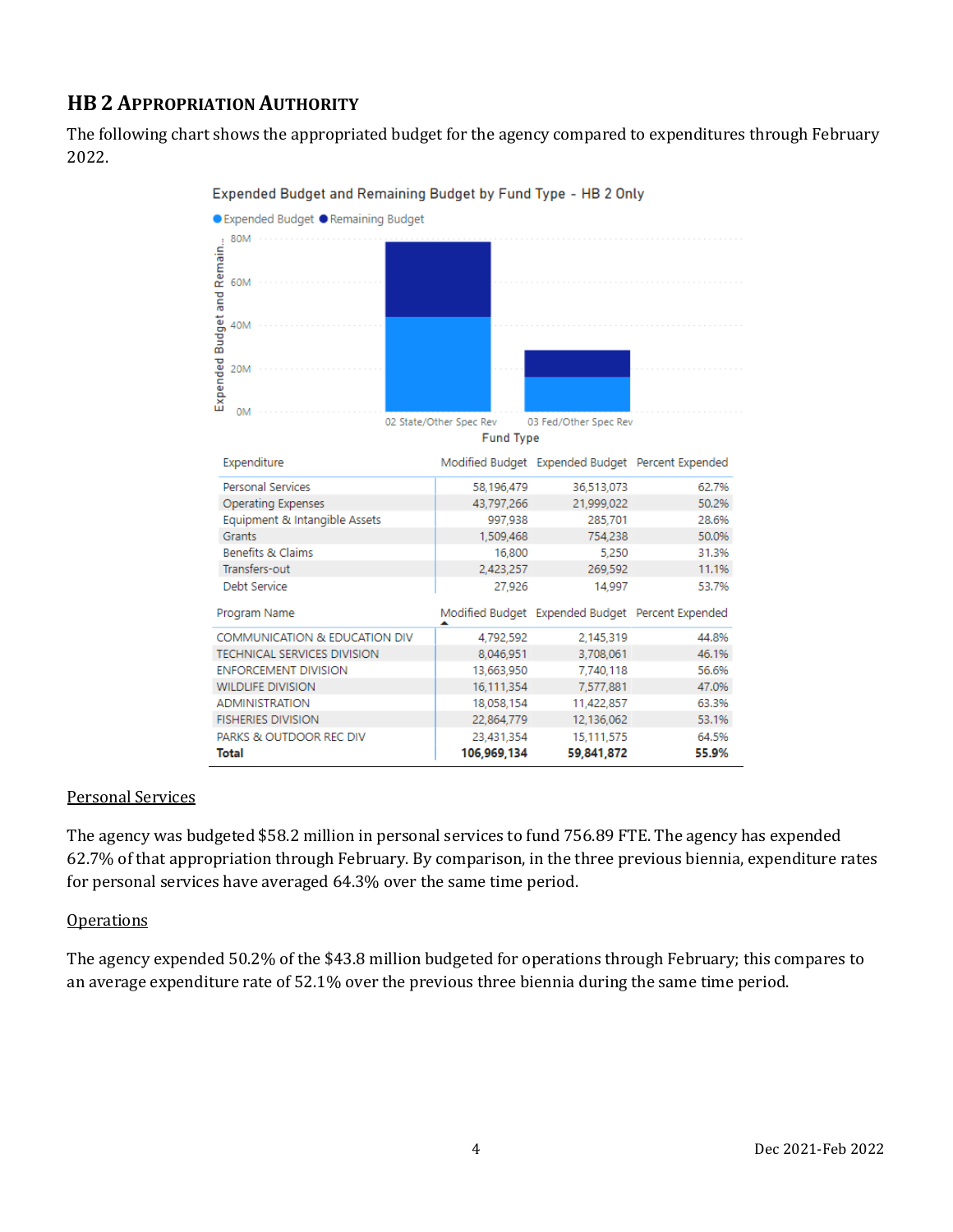## HB 2 APPROPRIATION AUTHORITY

The following chart shows the appropriated budget for the agency compared to expenditures through February 2022.

Expended Budget and Remaining Budget by Fund Type - HB 2 Only

| Expenditure | Modified Budget | Expended Budget | Percent Expended |
|---|---|---|---|
| Personal Services | 58,196,479 | 36,513,073 | 62.7% |
| Operating Expenses | 43,797,266 | 21,999,022 | 50.2% |
| Equipment & Intangible Assets | 997,938 | 285,701 | 28.6% |
| Grants | 1,509,468 | 754,238 | 50.0% |
| Benefits & Claims | 16,800 | 5,250 | 31.3% |
| Transfers-out | 2,423,257 | 269,592 | 11.1% |
| Debt Service | 27,926 | 14,997 | 53.7% |

| Program Name | Modified Budget | Expended Budget | Percent Expended |
|---|---|---|---|
| COMMUNICATION & EDUCATION DIV | 4,792,592 | 2,145,319 | 44.8% |
| TECHNICAL SERVICES DIVISION | 8,046,951 | 3,708,061 | 46.1% |
| ENFORCEMENT DIVISION | 13,663,950 | 7,740,118 | 56.6% |
| WILDLIFE DIVISION | 16,111,354 | 7,577,881 | 47.0% |
| ADMINISTRATION | 18,058,154 | 11,422,857 | 63.3% |
| FISHERIES DIVISION | 22,864,779 | 12,136,062 | 53.1% |
| PARKS & OUTDOOR REC DIV | 23,431,354 | 15,111,575 | 64.5% |
| **Total** | **106,969,134** | **59,841,872** | **55.9%** |

Personal Services

The agency was budgeted $58.2 million in personal services to fund 756.89 FTE. The agency has expended 62.7% of that appropriation through February. By comparison, in the three previous biennia, expenditure rates for personal services have averaged 64.3% over the same time period.

Operations

The agency expended 50.2% of the $43.8 million budgeted for operations through February; this compares to an average expenditure rate of 52.1% over the previous three biennia during the same time period.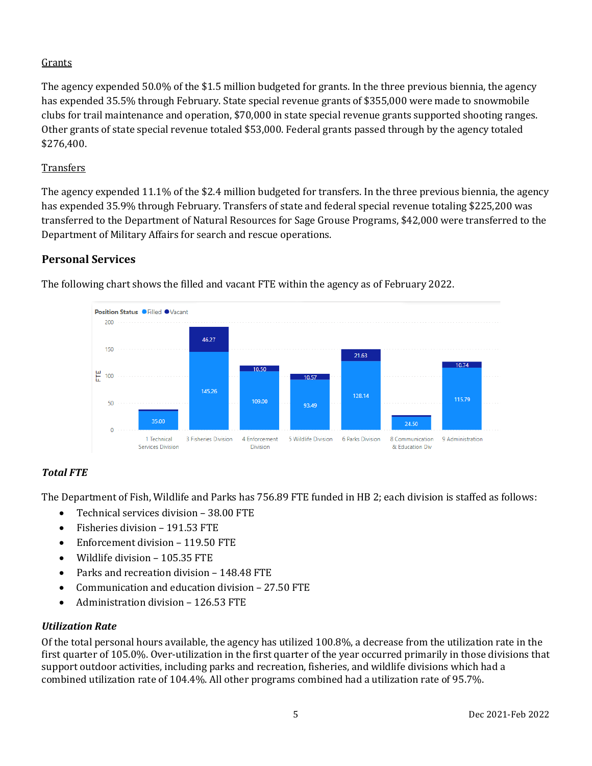Grants

The agency expended 50.0% of the $1.5 million budgeted for grants. In the three previous biennia, the agency has expended 35.5% through February. State special revenue grants of $355,000 were made to snowmobile clubs for trail maintenance and operation, $70,000 in state special revenue grants supported shooting ranges. Other grants of state special revenue totaled $53,000. Federal grants passed through by the agency totaled $276,400.

Transfers

The agency expended 11.1% of the $2.4 million budgeted for transfers. In the three previous biennia, the agency has expended 35.9% through February. Transfers of state and federal special revenue totaling $225,200 was transferred to the Department of Natural Resources for Sage Grouse Programs, $42,000 were transferred to the Department of Military Affairs for search and rescue operations.

## Personal Services

The following chart shows the filled and vacant FTE within the agency as of February 2022.

Position Status ● Filled ● Vacant

| Division | Filled | Vacant |
| --- | --- | --- |
| 1 Technical Services Division | 35.00 | |
| 3 Fisheries Division | 145.26 | 46.27 |
| 4 Enforcement Division | 109.00 | 10.50 |
| 5 Wildlife Division | 93.49 | 10.57 |
| 6 Parks Division | 128.14 | 21.63 |
| 8 Communication & Education Div | 24.50 | |
| 9 Administration | 115.79 | 10.74 |

### *Total FTE*

The Department of Fish, Wildlife and Parks has 756.89 FTE funded in HB 2; each division is staffed as follows:

- Technical services division – 38.00 FTE
- Fisheries division – 191.53 FTE
- Enforcement division – 119.50 FTE
- Wildlife division – 105.35 FTE
- Parks and recreation division – 148.48 FTE
- Communication and education division – 27.50 FTE
- Administration division – 126.53 FTE

### *Utilization Rate*

Of the total personal hours available, the agency has utilized 100.8%, a decrease from the utilization rate in the first quarter of 105.0%. Over-utilization in the first quarter of the year occurred primarily in those divisions that support outdoor activities, including parks and recreation, fisheries, and wildlife divisions which had a combined utilization rate of 104.4%. All other programs combined had a utilization rate of 95.7%.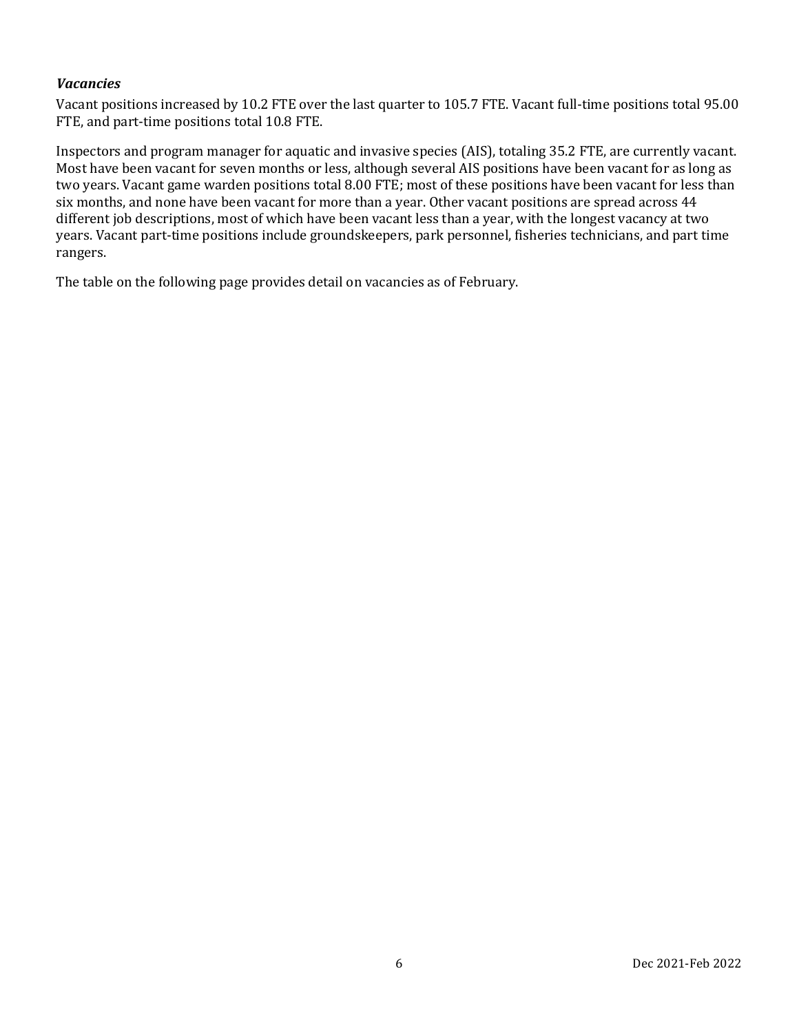### *Vacancies*

Vacant positions increased by 10.2 FTE over the last quarter to 105.7 FTE. Vacant full-time positions total 95.00 FTE, and part-time positions total 10.8 FTE.

Inspectors and program manager for aquatic and invasive species (AIS), totaling 35.2 FTE, are currently vacant. Most have been vacant for seven months or less, although several AIS positions have been vacant for as long as two years. Vacant game warden positions total 8.00 FTE; most of these positions have been vacant for less than six months, and none have been vacant for more than a year. Other vacant positions are spread across 44 different job descriptions, most of which have been vacant less than a year, with the longest vacancy at two years. Vacant part-time positions include groundskeepers, park personnel, fisheries technicians, and part time rangers.

The table on the following page provides detail on vacancies as of February.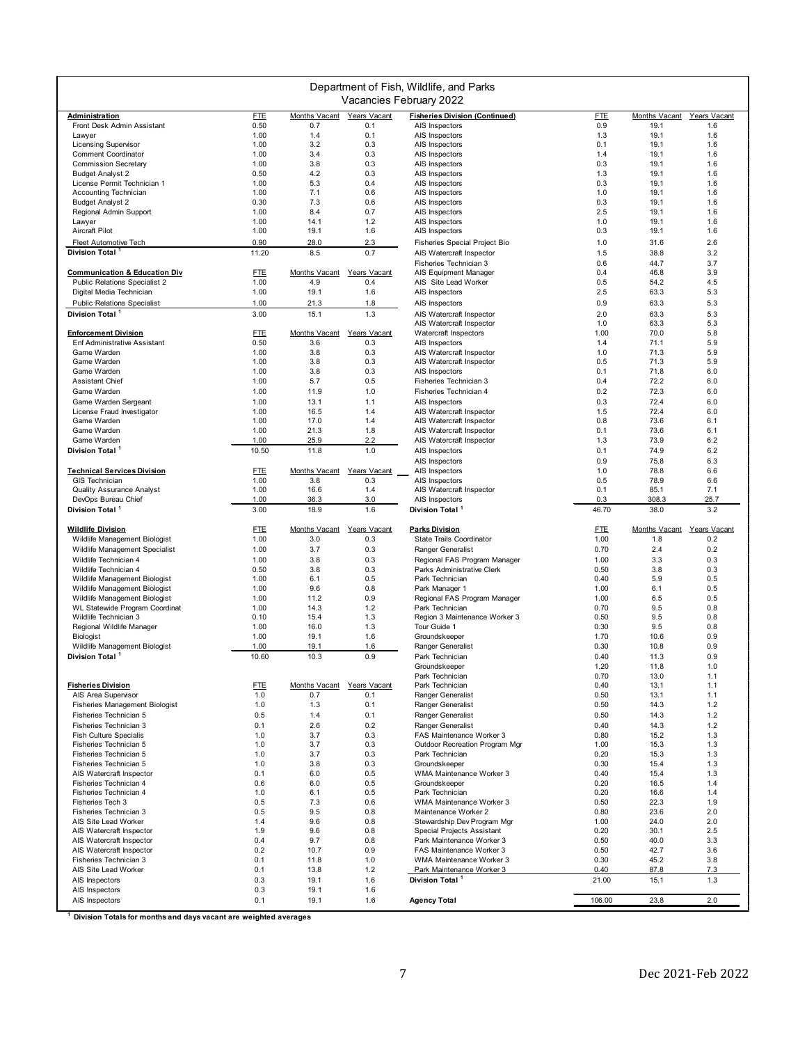# Department of Fish, Wildlife, and Parks

## Vacancies February 2022

| Administration | FTE | Months Vacant | Years Vacant |
|---|---|---|---|
| Front Desk Admin Assistant | 0.50 | 0.7 | 0.1 |
| Lawyer | 1.00 | 1.4 | 0.1 |
| Licensing Supervisor | 1.00 | 3.2 | 0.3 |
| Comment Coordinator | 1.00 | 3.4 | 0.3 |
| Commission Secretary | 1.00 | 3.8 | 0.3 |
| Budget Analyst 2 | 0.50 | 4.2 | 0.3 |
| License Permit Technician 1 | 1.00 | 5.3 | 0.4 |
| Accounting Technician | 1.00 | 7.1 | 0.6 |
| Budget Analyst 2 | 0.30 | 7.3 | 0.6 |
| Regional Admin Support | 1.00 | 8.4 | 0.7 |
| Lawyer | 1.00 | 14.1 | 1.2 |
| Aircraft Pilot | 1.00 | 19.1 | 1.6 |
| Fleet Automotive Tech | 0.90 | 28.0 | 2.3 |
| **Division Total [1]** | 11.20 | 8.5 | 0.7 |

| Communication & Education Div | FTE | Months Vacant | Years Vacant |
|---|---|---|---|
| Public Relations Specialist 2 | 1.00 | 4.9 | 0.4 |
| Digital Media Technician | 1.00 | 19.1 | 1.6 |
| Public Relations Specialist | 1.00 | 21.3 | 1.8 |
| **Division Total [1]** | 3.00 | 15.1 | 1.3 |

| Enforcement Division | FTE | Months Vacant | Years Vacant |
|---|---|---|---|
| Enf Administrative Assistant | 0.50 | 3.6 | 0.3 |
| Game Warden | 1.00 | 3.8 | 0.3 |
| Game Warden | 1.00 | 3.8 | 0.3 |
| Game Warden | 1.00 | 3.8 | 0.3 |
| Assistant Chief | 1.00 | 5.7 | 0.5 |
| Game Warden | 1.00 | 11.9 | 1.0 |
| Game Warden Sergeant | 1.00 | 13.1 | 1.1 |
| License Fraud Investigator | 1.00 | 16.5 | 1.4 |
| Game Warden | 1.00 | 17.0 | 1.4 |
| Game Warden | 1.00 | 21.3 | 1.8 |
| Game Warden | 1.00 | 25.9 | 2.2 |
| **Division Total [1]** | 10.50 | 11.8 | 1.0 |

| Technical Services Division | FTE | Months Vacant | Years Vacant |
|---|---|---|---|
| GIS Technician | 1.00 | 3.8 | 0.3 |
| Quality Assurance Analyst | 1.00 | 16.6 | 1.4 |
| DevOps Bureau Chief | 1.00 | 36.3 | 3.0 |
| **Division Total [1]** | 3.00 | 18.9 | 1.6 |

| Wildlife Division | FTE | Months Vacant | Years Vacant |
|---|---|---|---|
| Wildlife Management Biologist | 1.00 | 3.0 | 0.3 |
| Wildlife Management Specialist | 1.00 | 3.7 | 0.3 |
| Wildlife Technician 4 | 1.00 | 3.8 | 0.3 |
| Wildlife Technician 4 | 0.50 | 3.8 | 0.3 |
| Wildlife Management Biologist | 1.00 | 6.1 | 0.5 |
| Wildlife Management Biologist | 1.00 | 9.6 | 0.8 |
| Wildlife Management Biologist | 1.00 | 11.2 | 0.9 |
| WL Statewide Program Coordinat | 1.00 | 14.3 | 1.2 |
| Wildlife Technician 3 | 0.10 | 15.4 | 1.3 |
| Regional Wildlife Manager | 1.00 | 16.0 | 1.3 |
| Biologist | 1.00 | 19.1 | 1.6 |
| Wildlife Management Biologist | 1.00 | 19.1 | 1.6 |
| **Division Total [1]** | 10.60 | 10.3 | 0.9 |

| Fisheries Division | FTE | Months Vacant | Years Vacant |
|---|---|---|---|
| AIS Area Supervisor | 1.0 | 0.7 | 0.1 |
| Fisheries Management Biologist | 1.0 | 1.3 | 0.1 |
| Fisheries Technician 5 | 0.5 | 1.4 | 0.1 |
| Fisheries Technician 3 | 0.1 | 2.6 | 0.2 |
| Fish Culture Specialis | 1.0 | 3.7 | 0.3 |
| Fisheries Technician 5 | 1.0 | 3.7 | 0.3 |
| Fisheries Technician 5 | 1.0 | 3.7 | 0.3 |
| Fisheries Technician 5 | 1.0 | 3.8 | 0.3 |
| AIS Watercraft Inspector | 0.1 | 6.0 | 0.5 |
| Fisheries Technician 4 | 0.6 | 6.0 | 0.5 |
| Fisheries Technician 4 | 1.0 | 6.1 | 0.5 |
| Fisheries Tech 3 | 0.5 | 7.3 | 0.6 |
| Fisheries Technician 3 | 0.5 | 9.5 | 0.8 |
| AIS Site Lead Worker | 1.4 | 9.6 | 0.8 |
| AIS Watercraft Inspector | 1.9 | 9.6 | 0.8 |
| AIS Watercraft Inspector | 0.4 | 9.7 | 0.8 |
| AIS Watercraft Inspector | 0.2 | 10.7 | 0.9 |
| Fisheries Technician 3 | 0.1 | 11.8 | 1.0 |
| AIS Site Lead Worker | 0.1 | 13.8 | 1.2 |
| AIS Inspectors | 0.3 | 19.1 | 1.6 |
| AIS Inspectors | 0.3 | 19.1 | 1.6 |
| AIS Inspectors | 0.1 | 19.1 | 1.6 |

| Fisheries Division (Continued) | FTE | Months Vacant | Years Vacant |
|---|---|---|---|
| AIS Inspectors | 0.9 | 19.1 | 1.6 |
| AIS Inspectors | 1.3 | 19.1 | 1.6 |
| AIS Inspectors | 0.1 | 19.1 | 1.6 |
| AIS Inspectors | 1.4 | 19.1 | 1.6 |
| AIS Inspectors | 0.3 | 19.1 | 1.6 |
| AIS Inspectors | 1.3 | 19.1 | 1.6 |
| AIS Inspectors | 0.3 | 19.1 | 1.6 |
| AIS Inspectors | 1.0 | 19.1 | 1.6 |
| AIS Inspectors | 0.3 | 19.1 | 1.6 |
| AIS Inspectors | 2.5 | 19.1 | 1.6 |
| AIS Inspectors | 1.0 | 19.1 | 1.6 |
| AIS Inspectors | 0.3 | 19.1 | 1.6 |
| Fisheries Special Project Bio | 1.0 | 31.6 | 2.6 |
| AIS Watercraft Inspector | 1.5 | 38.8 | 3.2 |
| Fisheries Technician 3 | 0.6 | 44.7 | 3.7 |
| AIS Equipment Manager | 0.4 | 46.8 | 3.9 |
| AIS Site Lead Worker | 0.5 | 54.2 | 4.5 |
| AIS Inspectors | 2.5 | 63.3 | 5.3 |
| AIS Inspectors | 0.9 | 63.3 | 5.3 |
| AIS Watercraft Inspector | 2.0 | 63.3 | 5.3 |
| AIS Watercraft Inspector | 1.0 | 63.3 | 5.3 |
| Watercraft Inspectors | 1.00 | 70.0 | 5.8 |
| AIS Inspectors | 1.4 | 71.1 | 5.9 |
| AIS Watercraft Inspector | 1.0 | 71.3 | 5.9 |
| AIS Watercraft Inspector | 0.5 | 71.3 | 5.9 |
| AIS Inspectors | 0.1 | 71.8 | 6.0 |
| Fisheries Technician 3 | 0.4 | 72.2 | 6.0 |
| Fisheries Technician 4 | 0.2 | 72.3 | 6.0 |
| AIS Inspectors | 0.3 | 72.4 | 6.0 |
| AIS Watercraft Inspector | 1.5 | 72.4 | 6.0 |
| AIS Watercraft Inspector | 0.8 | 73.6 | 6.1 |
| AIS Watercraft Inspector | 0.1 | 73.6 | 6.1 |
| AIS Watercraft Inspector | 1.3 | 73.9 | 6.2 |
| AIS Inspectors | 0.1 | 74.9 | 6.2 |
| AIS Inspectors | 0.9 | 75.8 | 6.3 |
| AIS Inspectors | 1.0 | 78.8 | 6.6 |
| AIS Inspectors | 0.5 | 78.9 | 6.6 |
| AIS Watercraft Inspector | 0.1 | 85.1 | 7.1 |
| AIS Inspectors | 0.3 | 308.3 | 25.7 |
| **Division Total [1]** | 46.70 | 38.0 | 3.2 |

| Parks Division | FTE | Months Vacant | Years Vacant |
|---|---|---|---|
| State Trails Coordinator | 1.00 | 1.8 | 0.2 |
| Ranger Generalist | 0.70 | 2.4 | 0.2 |
| Regional FAS Program Manager | 1.00 | 3.3 | 0.3 |
| Parks Administrative Clerk | 0.50 | 3.8 | 0.3 |
| Park Technician | 0.40 | 5.9 | 0.5 |
| Park Manager 1 | 1.00 | 6.1 | 0.5 |
| Regional FAS Program Manager | 1.00 | 6.5 | 0.5 |
| Park Technician | 0.70 | 9.5 | 0.8 |
| Region 3 Maintenance Worker 3 | 0.50 | 9.5 | 0.8 |
| Tour Guide 1 | 0.30 | 9.5 | 0.8 |
| Groundskeeper | 1.70 | 10.6 | 0.9 |
| Ranger Generalist | 0.30 | 10.8 | 0.9 |
| Park Technician | 0.40 | 11.3 | 0.9 |
| Groundskeeper | 1.20 | 11.8 | 1.0 |
| Park Technician | 0.70 | 13.0 | 1.1 |
| Park Technician | 0.40 | 13.1 | 1.1 |
| Ranger Generalist | 0.50 | 13.1 | 1.1 |
| Ranger Generalist | 0.50 | 14.3 | 1.2 |
| Ranger Generalist | 0.50 | 14.3 | 1.2 |
| Ranger Generalist | 0.40 | 14.3 | 1.2 |
| FAS Maintenance Worker 3 | 0.80 | 15.2 | 1.3 |
| Outdoor Recreation Program Mgr | 1.00 | 15.3 | 1.3 |
| Park Technician | 0.20 | 15.3 | 1.3 |
| Groundskeeper | 0.30 | 15.4 | 1.3 |
| WMA Maintenance Worker 3 | 0.40 | 15.4 | 1.3 |
| Groundskeeper | 0.20 | 16.5 | 1.4 |
| Park Technician | 0.20 | 16.6 | 1.4 |
| WMA Maintenance Worker 3 | 0.50 | 22.3 | 1.9 |
| Maintenance Worker 2 | 0.80 | 23.6 | 2.0 |
| Stewardship Dev Program Mgr | 1.00 | 24.0 | 2.0 |
| Special Projects Assistant | 0.20 | 30.1 | 2.5 |
| Park Maintenance Worker 3 | 0.50 | 40.0 | 3.3 |
| FAS Maintenance Worker 3 | 0.50 | 42.7 | 3.6 |
| WMA Maintenance Worker 3 | 0.30 | 45.2 | 3.8 |
| Park Maintenance Worker 3 | 0.40 | 87.8 | 7.3 |
| **Division Total [1]** | 21.00 | 15.1 | 1.3 |

| | FTE | Months Vacant | Years Vacant |
|---|---|---|---|
| **Agency Total** | 106.00 | 23.8 | 2.0 |

[1] **Division Totals for months and days vacant are weighted averages**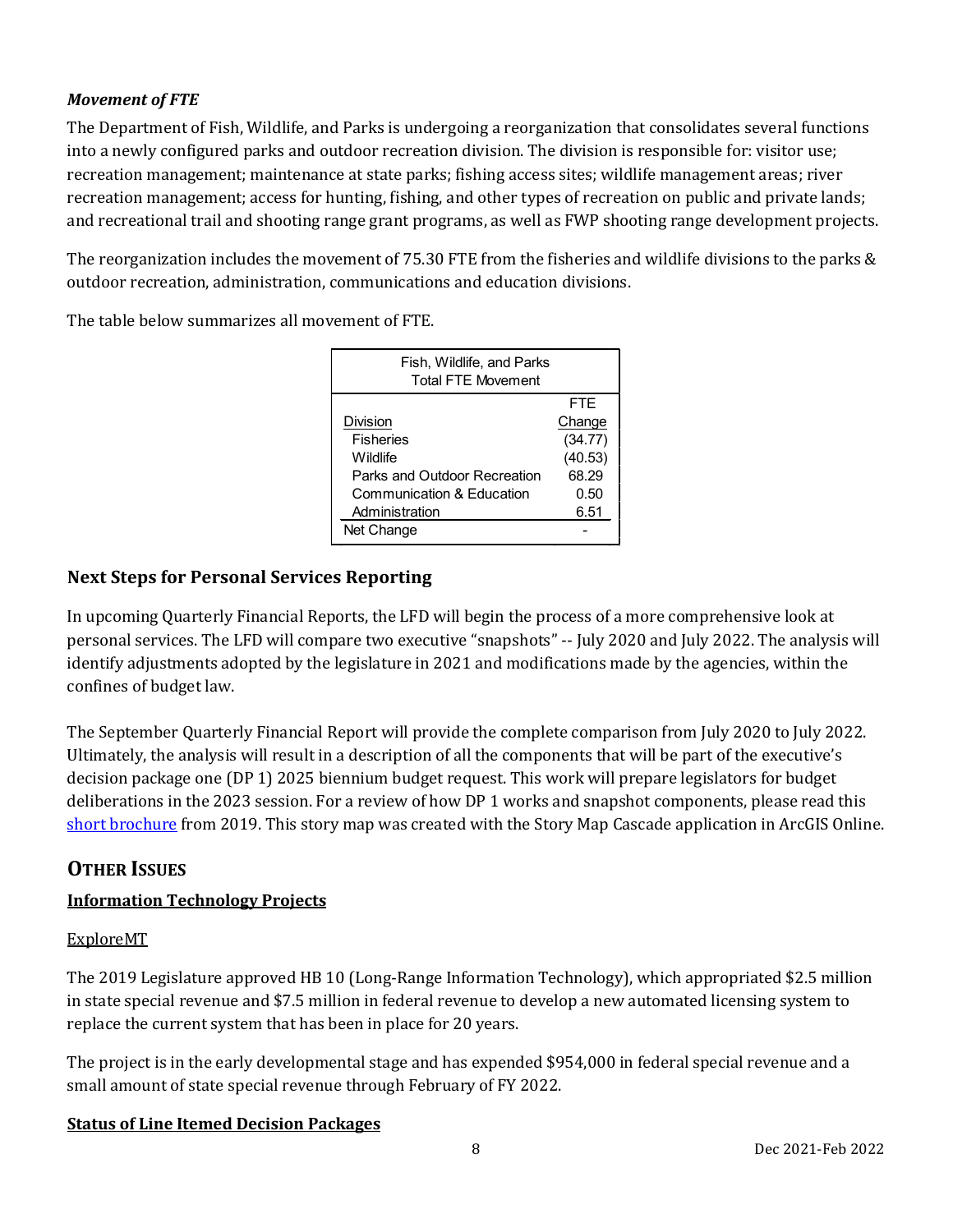#### *Movement of FTE*

The Department of Fish, Wildlife, and Parks is undergoing a reorganization that consolidates several functions into a newly configured parks and outdoor recreation division. The division is responsible for: visitor use; recreation management; maintenance at state parks; fishing access sites; wildlife management areas; river recreation management; access for hunting, fishing, and other types of recreation on public and private lands; and recreational trail and shooting range grant programs, as well as FWP shooting range development projects.

The reorganization includes the movement of 75.30 FTE from the fisheries and wildlife divisions to the parks & outdoor recreation, administration, communications and education divisions.

The table below summarizes all movement of FTE.

| Fish, Wildlife, and Parks Total FTE Movement | |
|---|---|
| Division | FTE Change |
| Fisheries | (34.77) |
| Wildlife | (40.53) |
| Parks and Outdoor Recreation | 68.29 |
| Communication & Education | 0.50 |
| Administration | 6.51 |
| Net Change | - |

### Next Steps for Personal Services Reporting

In upcoming Quarterly Financial Reports, the LFD will begin the process of a more comprehensive look at personal services. The LFD will compare two executive "snapshots" -- July 2020 and July 2022. The analysis will identify adjustments adopted by the legislature in 2021 and modifications made by the agencies, within the confines of budget law.

The September Quarterly Financial Report will provide the complete comparison from July 2020 to July 2022. Ultimately, the analysis will result in a description of all the components that will be part of the executive's decision package one (DP 1) 2025 biennium budget request. This work will prepare legislators for budget deliberations in the 2023 session. For a review of how DP 1 works and snapshot components, please read this short brochure from 2019. This story map was created with the Story Map Cascade application in ArcGIS Online.

## OTHER ISSUES

### Information Technology Projects

ExploreMT

The 2019 Legislature approved HB 10 (Long-Range Information Technology), which appropriated $2.5 million in state special revenue and $7.5 million in federal revenue to develop a new automated licensing system to replace the current system that has been in place for 20 years.

The project is in the early developmental stage and has expended $954,000 in federal special revenue and a small amount of state special revenue through February of FY 2022.

### Status of Line Itemed Decision Packages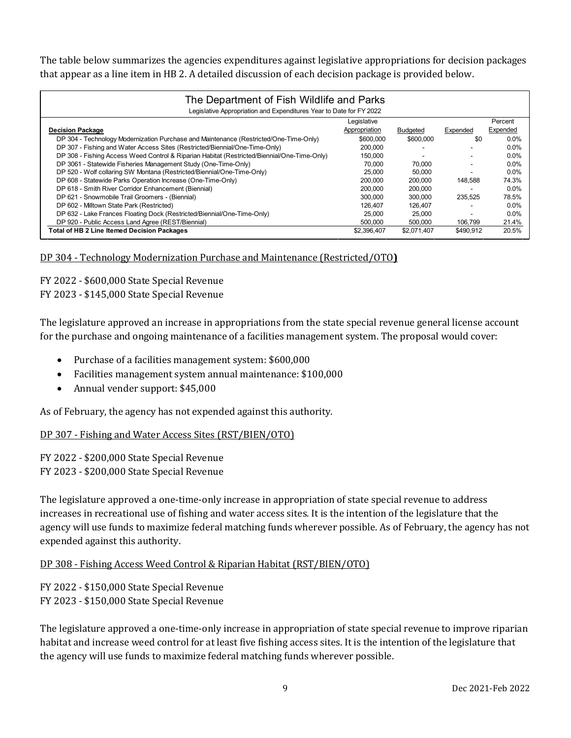The table below summarizes the agencies expenditures against legislative appropriations for decision packages that appear as a line item in HB 2. A detailed discussion of each decision package is provided below.

| The Department of Fish Wildlife and Parks<br>Legislative Appropriation and Expenditures Year to Date for FY 2022 | | | | |
|---|---|---|---|---|
| **Decision Package** | Legislative Appropriation | Budgeted | Expended | Percent Expended |
| DP 304 - Technology Modernization Purchase and Maintenance (Restricted/One-Time-Only) | $600,000 | $600,000 | $0 | 0.0% |
| DP 307 - Fishing and Water Access Sites (Restricted/Biennial/One-Time-Only) | 200,000 | - | - | 0.0% |
| DP 308 - Fishing Access Weed Control & Riparian Habitat (Restricted/Biennial/One-Time-Only) | 150,000 | - | - | 0.0% |
| DP 3061 - Statewide Fisheries Management Study (One-Time-Only) | 70,000 | 70,000 | - | 0.0% |
| DP 520 - Wolf collaring SW Montana (Restricted/Biennial/One-Time-Only) | 25,000 | 50,000 | - | 0.0% |
| DP 608 - Statewide Parks Operation Increase (One-Time-Only) | 200,000 | 200,000 | 148,588 | 74.3% |
| DP 618 - Smith River Corridor Enhancement (Biennial) | 200,000 | 200,000 | - | 0.0% |
| DP 621 - Snowmobile Trail Groomers - (Biennial) | 300,000 | 300,000 | 235,525 | 78.5% |
| DP 602 - Milltown State Park (Restricted) | 126,407 | 126,407 | - | 0.0% |
| DP 632 - Lake Frances Floating Dock (Restricted/Biennial/One-Time-Only) | 25,000 | 25,000 | - | 0.0% |
| DP 920 - Public Access Land Agree (REST/Biennial) | 500,000 | 500,000 | 106,799 | 21.4% |
| **Total of HB 2 Line Itemed Decision Packages** | $2,396,407 | $2,071,407 | $490,912 | 20.5% |

DP 304 - Technology Modernization Purchase and Maintenance (Restricted/OTO**)**

FY 2022 - $600,000 State Special Revenue
FY 2023 - $145,000 State Special Revenue

The legislature approved an increase in appropriations from the state special revenue general license account for the purchase and ongoing maintenance of a facilities management system. The proposal would cover:

- Purchase of a facilities management system: $600,000
- Facilities management system annual maintenance: $100,000
- Annual vender support: $45,000

As of February, the agency has not expended against this authority.

DP 307 - Fishing and Water Access Sites (RST/BIEN/OTO)

FY 2022 - $200,000 State Special Revenue
FY 2023 - $200,000 State Special Revenue

The legislature approved a one-time-only increase in appropriation of state special revenue to address increases in recreational use of fishing and water access sites. It is the intention of the legislature that the agency will use funds to maximize federal matching funds wherever possible. As of February, the agency has not expended against this authority.

DP 308 - Fishing Access Weed Control & Riparian Habitat (RST/BIEN/OTO)

FY 2022 - $150,000 State Special Revenue
FY 2023 - $150,000 State Special Revenue

The legislature approved a one-time-only increase in appropriation of state special revenue to improve riparian habitat and increase weed control for at least five fishing access sites. It is the intention of the legislature that the agency will use funds to maximize federal matching funds wherever possible.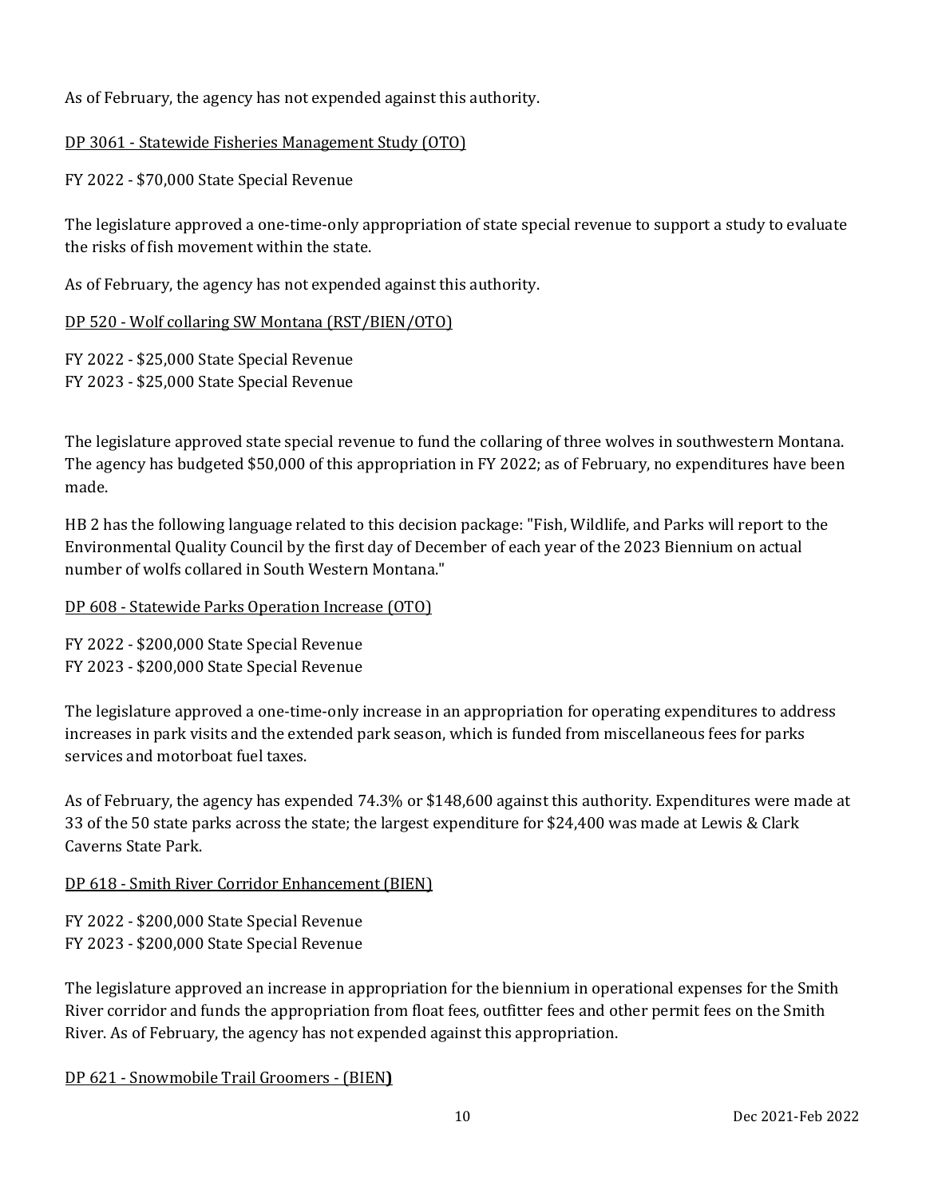As of February, the agency has not expended against this authority.

<u>DP 3061 - Statewide Fisheries Management Study (OTO)</u>

FY 2022 - $70,000 State Special Revenue

The legislature approved a one-time-only appropriation of state special revenue to support a study to evaluate the risks of fish movement within the state.

As of February, the agency has not expended against this authority.

<u>DP 520 - Wolf collaring SW Montana (RST/BIEN/OTO)</u>

FY 2022 - $25,000 State Special Revenue
FY 2023 - $25,000 State Special Revenue

The legislature approved state special revenue to fund the collaring of three wolves in southwestern Montana. The agency has budgeted $50,000 of this appropriation in FY 2022; as of February, no expenditures have been made.

HB 2 has the following language related to this decision package: "Fish, Wildlife, and Parks will report to the Environmental Quality Council by the first day of December of each year of the 2023 Biennium on actual number of wolfs collared in South Western Montana."

<u>DP 608 - Statewide Parks Operation Increase (OTO)</u>

FY 2022 - $200,000 State Special Revenue
FY 2023 - $200,000 State Special Revenue

The legislature approved a one-time-only increase in an appropriation for operating expenditures to address increases in park visits and the extended park season, which is funded from miscellaneous fees for parks services and motorboat fuel taxes.

As of February, the agency has expended 74.3% or $148,600 against this authority. Expenditures were made at 33 of the 50 state parks across the state; the largest expenditure for $24,400 was made at Lewis & Clark Caverns State Park.

<u>DP 618 - Smith River Corridor Enhancement (BIEN)</u>

FY 2022 - $200,000 State Special Revenue
FY 2023 - $200,000 State Special Revenue

The legislature approved an increase in appropriation for the biennium in operational expenses for the Smith River corridor and funds the appropriation from float fees, outfitter fees and other permit fees on the Smith River. As of February, the agency has not expended against this appropriation.

<u>DP 621 - Snowmobile Trail Groomers - (BIEN**)**</u>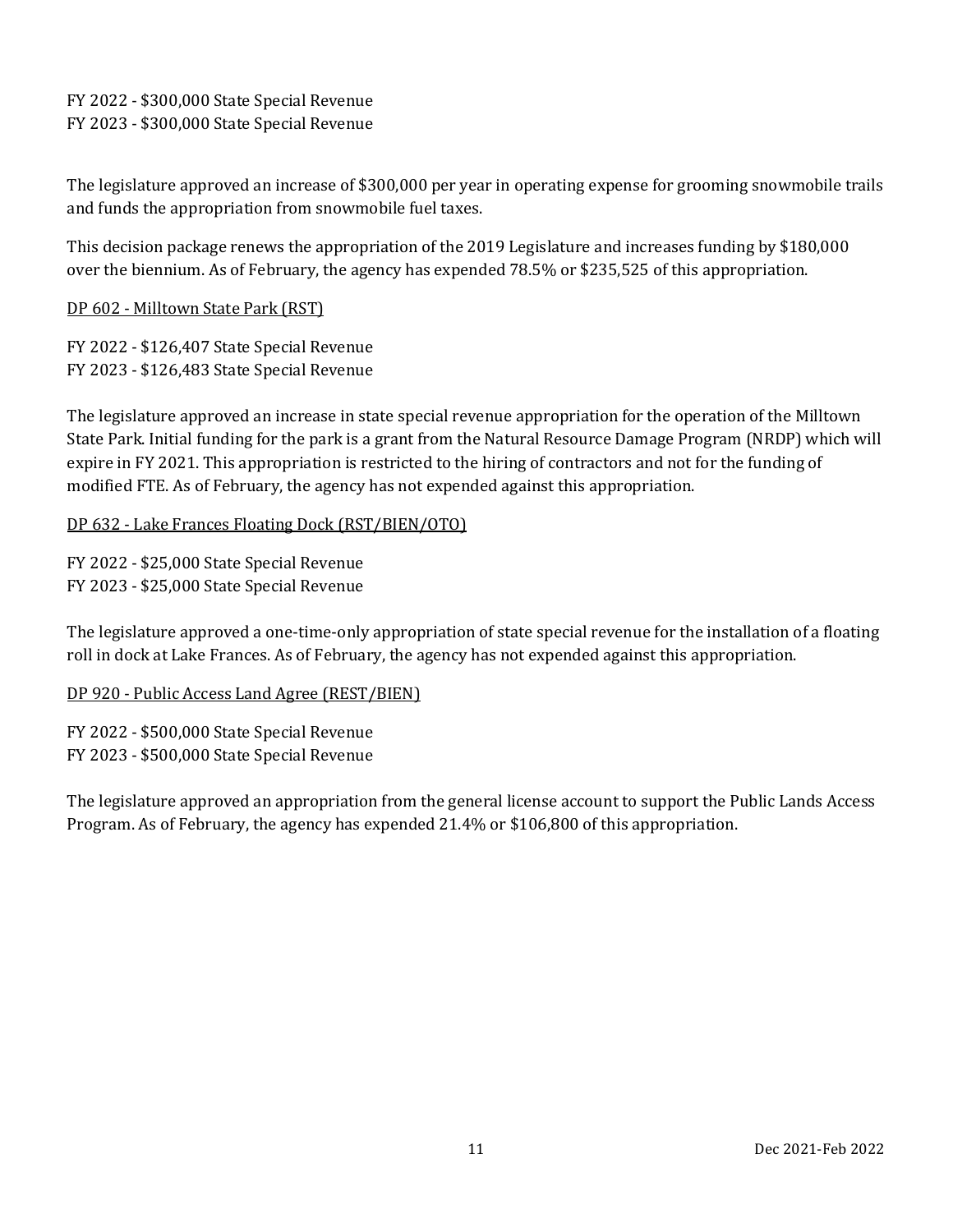FY 2022 - $300,000 State Special Revenue
FY 2023 - $300,000 State Special Revenue

The legislature approved an increase of $300,000 per year in operating expense for grooming snowmobile trails and funds the appropriation from snowmobile fuel taxes.

This decision package renews the appropriation of the 2019 Legislature and increases funding by $180,000 over the biennium. As of February, the agency has expended 78.5% or $235,525 of this appropriation.

DP 602 - Milltown State Park (RST)

FY 2022 - $126,407 State Special Revenue
FY 2023 - $126,483 State Special Revenue

The legislature approved an increase in state special revenue appropriation for the operation of the Milltown State Park. Initial funding for the park is a grant from the Natural Resource Damage Program (NRDP) which will expire in FY 2021. This appropriation is restricted to the hiring of contractors and not for the funding of modified FTE. As of February, the agency has not expended against this appropriation.

DP 632 - Lake Frances Floating Dock (RST/BIEN/OTO)

FY 2022 - $25,000 State Special Revenue
FY 2023 - $25,000 State Special Revenue

The legislature approved a one-time-only appropriation of state special revenue for the installation of a floating roll in dock at Lake Frances. As of February, the agency has not expended against this appropriation.

DP 920 - Public Access Land Agree (REST/BIEN)

FY 2022 - $500,000 State Special Revenue
FY 2023 - $500,000 State Special Revenue

The legislature approved an appropriation from the general license account to support the Public Lands Access Program. As of February, the agency has expended 21.4% or $106,800 of this appropriation.